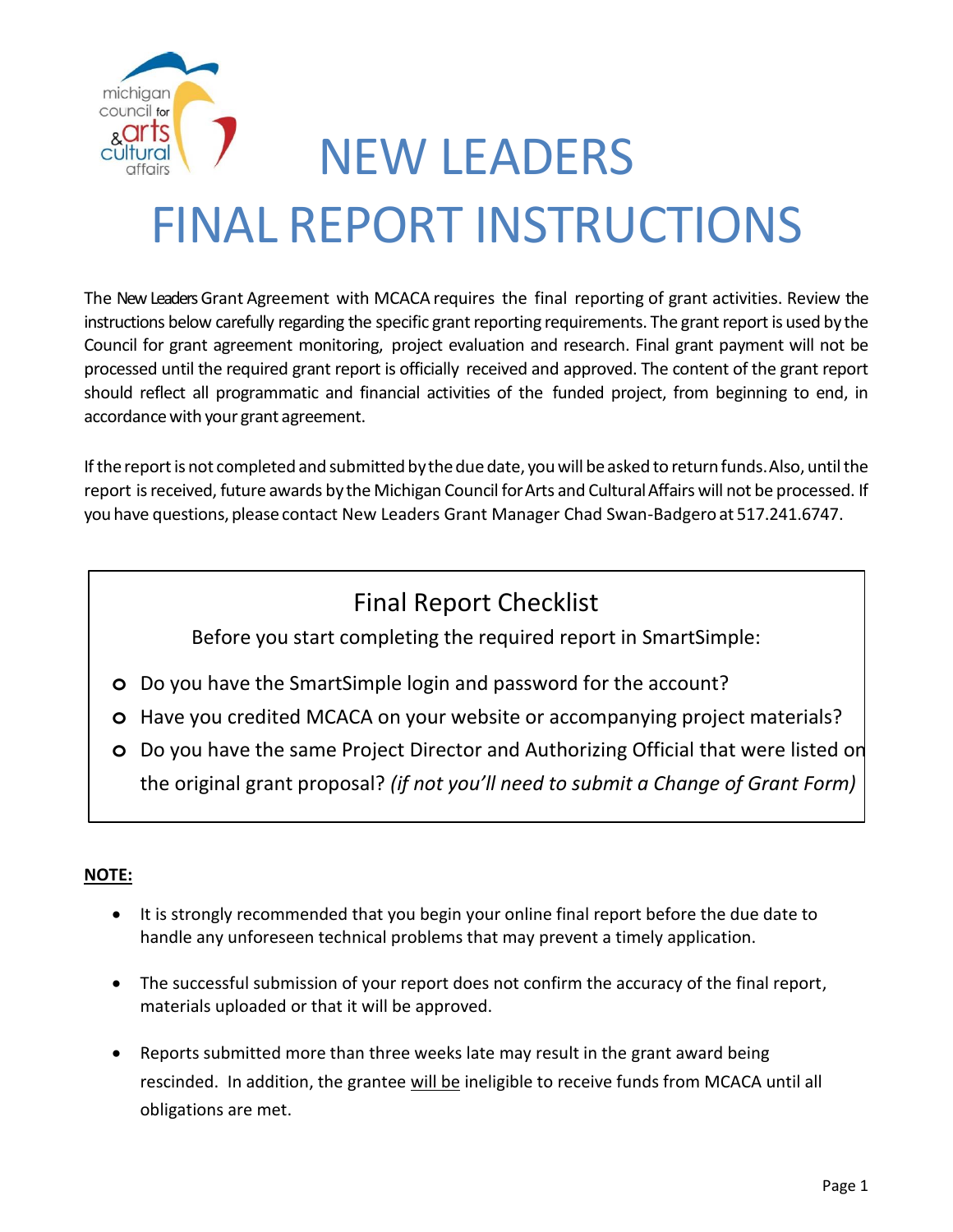# NEW LEADERS FINAL REPORT INSTRUCTIONS

The New Leaders Grant Agreement with MCACA requires the final reporting of grant activities. Review the instructions below carefully regarding the specific grant reporting requirements. The grant report is used by the Council for grant agreement monitoring, project evaluation and research. Final grant payment will not be processed until the required grant report is officially received and approved. The content of the grant report should reflect all programmatic and financial activities of the funded project, from beginning to end, in accordance with your grant agreement.

If the report is not completed and submitted by the due date, you will be asked to return funds. Also, until the report is received, future awards by the Michigan Council for Arts and Cultural Affairs will not be processed. If you have questions, please contact New Leaders Grant Manager Chad Swan-Badgero at 517.241.6747.

## Final Report Checklist

Before you start completing the required report in SmartSimple:

- Do you have the SmartSimple login and password for the account?
- Have you credited MCACA on your website or accompanying project materials?
- Do you have the same Project Director and Authorizing Official that were listed on the original grant proposal? *(if not you'll need to submit a Change of Grant Form)*

**NOTE:**

- It is strongly recommended that you begin your online final report before the due date to handle any unforeseen technical problems that may prevent a timely application.
- The successful submission of your report does not confirm the accuracy of the final report, materials uploaded or that it will be approved.
- Reports submitted more than three weeks late may result in the grant award being rescinded. In addition, the grantee <u>will be</u> ineligible to receive funds from MCACA until all obligations are met.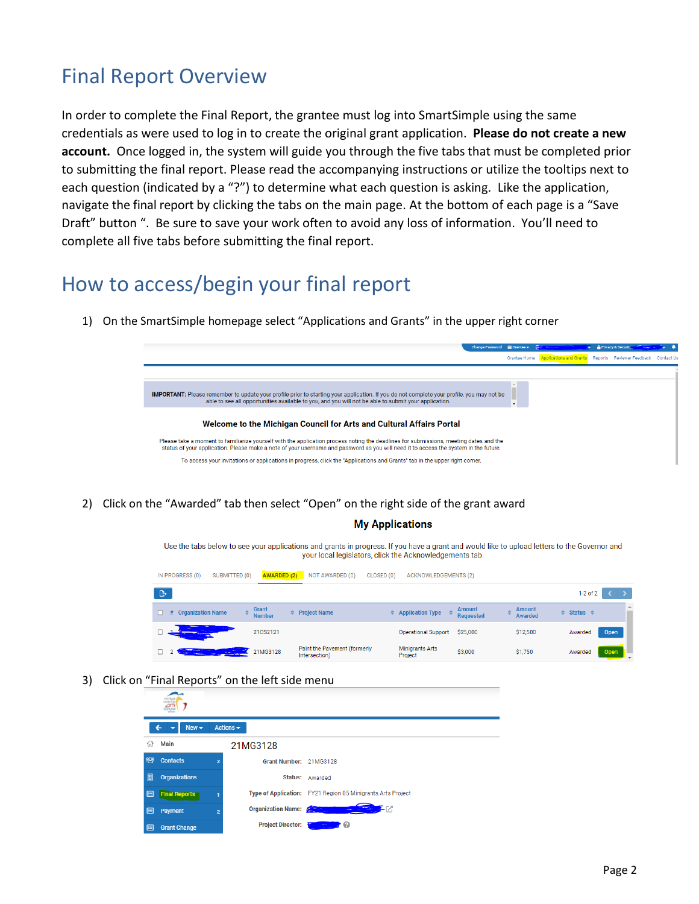# Final Report Overview

In order to complete the Final Report, the grantee must log into SmartSimple using the same credentials as were used to log in to create the original grant application. **Please do not create a new account.** Once logged in, the system will guide you through the five tabs that must be completed prior to submitting the final report. Please read the accompanying instructions or utilize the tooltips next to each question (indicated by a "?") to determine what each question is asking. Like the application, navigate the final report by clicking the tabs on the main page. At the bottom of each page is a "Save Draft" button ". Be sure to save your work often to avoid any loss of information. You'll need to complete all five tabs before submitting the final report.

# How to access/begin your final report

1) On the SmartSimple homepage select "Applications and Grants" in the upper right corner

2) Click on the "Awarded" tab then select "Open" on the right side of the grant award

3) Click on "Final Reports" on the left side menu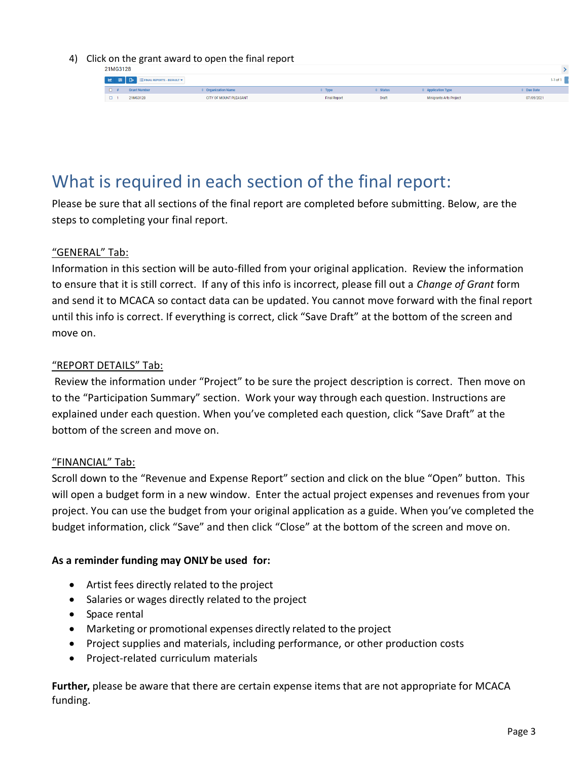4) Click on the grant award to open the final report

21MG3128

| # | Grant Number | Organization Name | Type | Status | Application Type | Due Date |
|---|---|---|---|---|---|---|
| 1 | 21MG3128 | CITY OF MOUNT PLEASANT | Final Report | Draft | Minigrants Arts Project | 07/05/2021 |

# What is required in each section of the final report:

Please be sure that all sections of the final report are completed before submitting. Below, are the steps to completing your final report.

<u>"GENERAL" Tab:</u>

Information in this section will be auto-filled from your original application. Review the information to ensure that it is still correct. If any of this info is incorrect, please fill out a *Change of Grant* form and send it to MCACA so contact data can be updated. You cannot move forward with the final report until this info is correct. If everything is correct, click "Save Draft" at the bottom of the screen and move on.

<u>"REPORT DETAILS" Tab:</u>

Review the information under "Project" to be sure the project description is correct. Then move on to the "Participation Summary" section. Work your way through each question. Instructions are explained under each question. When you've completed each question, click "Save Draft" at the bottom of the screen and move on.

<u>"FINANCIAL" Tab:</u>

Scroll down to the "Revenue and Expense Report" section and click on the blue "Open" button. This will open a budget form in a new window. Enter the actual project expenses and revenues from your project. You can use the budget from your original application as a guide. When you've completed the budget information, click "Save" and then click "Close" at the bottom of the screen and move on.

**As a reminder funding may ONLY be used for:**

- Artist fees directly related to the project
- Salaries or wages directly related to the project
- Space rental
- Marketing or promotional expenses directly related to the project
- Project supplies and materials, including performance, or other production costs
- Project-related curriculum materials

**Further,** please be aware that there are certain expense items that are not appropriate for MCACA funding.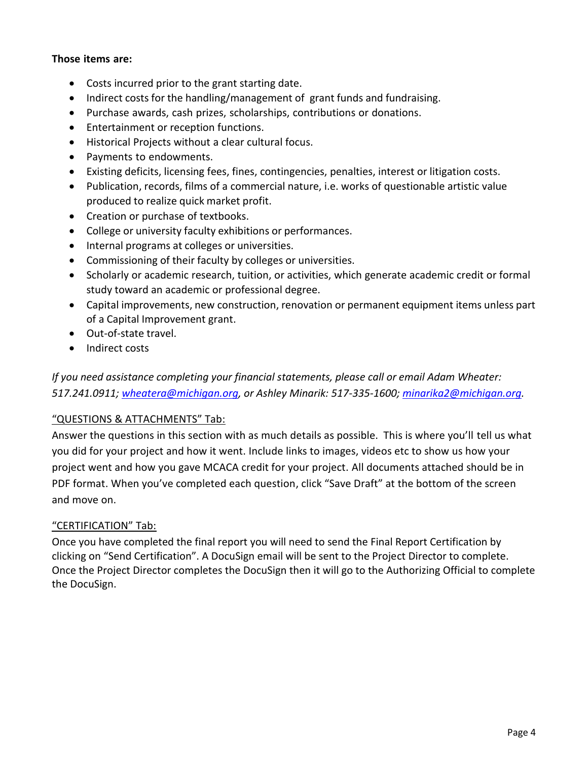**Those items are:**

- Costs incurred prior to the grant starting date.
- Indirect costs for the handling/management of grant funds and fundraising.
- Purchase awards, cash prizes, scholarships, contributions or donations.
- Entertainment or reception functions.
- Historical Projects without a clear cultural focus.
- Payments to endowments.
- Existing deficits, licensing fees, fines, contingencies, penalties, interest or litigation costs.
- Publication, records, films of a commercial nature, i.e. works of questionable artistic value produced to realize quick market profit.
- Creation or purchase of textbooks.
- College or university faculty exhibitions or performances.
- Internal programs at colleges or universities.
- Commissioning of their faculty by colleges or universities.
- Scholarly or academic research, tuition, or activities, which generate academic credit or formal study toward an academic or professional degree.
- Capital improvements, new construction, renovation or permanent equipment items unless part of a Capital Improvement grant.
- Out-of-state travel.
- Indirect costs

*If you need assistance completing your financial statements, please call or email Adam Wheater: 517.241.0911; wheatera@michigan.org, or Ashley Minarik: 517-335-1600; minarika2@michigan.org.*

"QUESTIONS & ATTACHMENTS" Tab:

Answer the questions in this section with as much details as possible. This is where you'll tell us what you did for your project and how it went. Include links to images, videos etc to show us how your project went and how you gave MCACA credit for your project. All documents attached should be in PDF format. When you've completed each question, click "Save Draft" at the bottom of the screen and move on.

"CERTIFICATION" Tab:

Once you have completed the final report you will need to send the Final Report Certification by clicking on "Send Certification". A DocuSign email will be sent to the Project Director to complete. Once the Project Director completes the DocuSign then it will go to the Authorizing Official to complete the DocuSign.